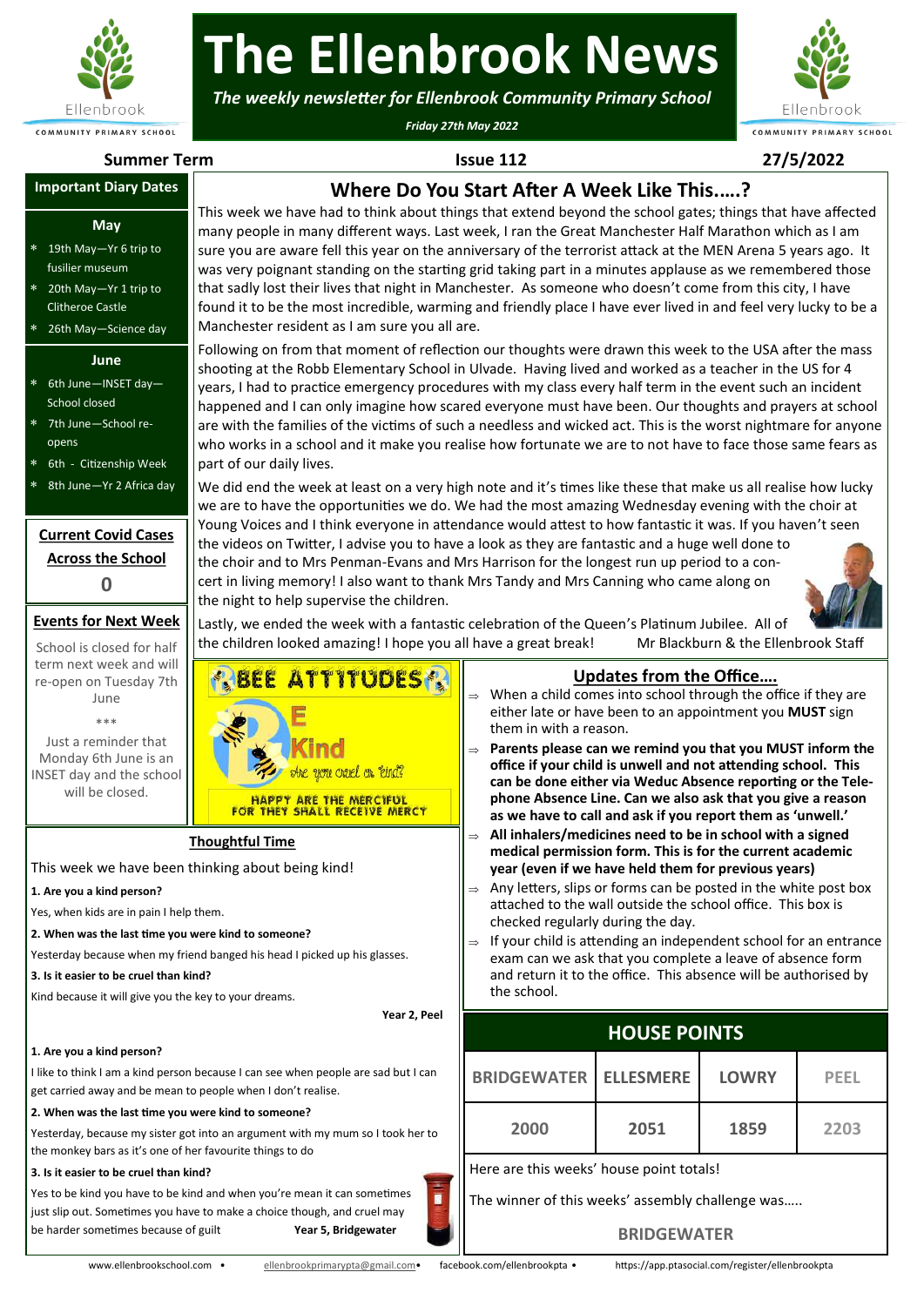# The Ellenbrook News

*The weekly newsletter for Ellenbrook Community Primary School*

*Friday 27th May 2022*

**Summer Term** | **Issue 112** | **27/5/2022**

## Where Do You Start After A Week Like This.....?

This week we have had to think about things that extend beyond the school gates; things that have affected many people in many different ways. Last week, I ran the Great Manchester Half Marathon which as I am sure you are aware fell this year on the anniversary of the terrorist attack at the MEN Arena 5 years ago. It was very poignant standing on the starting grid taking part in a minutes applause as we remembered those that sadly lost their lives that night in Manchester. As someone who doesn't come from this city, I have found it to be the most incredible, warming and friendly place I have ever lived in and feel very lucky to be a Manchester resident as I am sure you all are.

Following on from that moment of reflection our thoughts were drawn this week to the USA after the mass shooting at the Robb Elementary School in Ulvade. Having lived and worked as a teacher in the US for 4 years, I had to practice emergency procedures with my class every half term in the event such an incident happened and I can only imagine how scared everyone must have been. Our thoughts and prayers at school are with the families of the victims of such a needless and wicked act. This is the worst nightmare for anyone who works in a school and it make you realise how fortunate we are to not have to face those same fears as part of our daily lives.

We did end the week at least on a very high note and it's times like these that make us all realise how lucky we are to have the opportunities we do. We had the most amazing Wednesday evening with the choir at Young Voices and I think everyone in attendance would attest to how fantastic it was. If you haven't seen the videos on Twitter, I advise you to have a look as they are fantastic and a huge well done to the choir and to Mrs Penman-Evans and Mrs Harrison for the longest run up period to a concert in living memory! I also want to thank Mrs Tandy and Mrs Canning who came along on the night to help supervise the children.

Lastly, we ended the week with a fantastic celebration of the Queen's Platinum Jubilee. All of the children looked amazing! I hope you all have a great break!

Mr Blackburn & the Ellenbrook Staff

## Important Diary Dates

**May**

- 19th May—Yr 6 trip to fusilier museum
- 20th May—Yr 1 trip to Clitheroe Castle
- 26th May—Science day

**June**

- 6th June—INSET day—School closed
- 7th June—School re-opens
- 6th - Citizenship Week
- 8th June—Yr 2 Africa day

## Current Covid Cases Across the School

**0**

## Events for Next Week

School is closed for half term next week and will re-open on Tuesday 7th June

\*\*\*

Just a reminder that Monday 6th June is an INSET day and the school will be closed.

## BEE ATTITUDES

B E Kind

Are you cruel or kind?

HAPPY ARE THE MERCIFUL FOR THEY SHALL RECEIVE MERCY

## Updates from the Office....

- When a child comes into school through the office if they are either late or have been to an appointment you **MUST** sign them in with a reason.
- **Parents please can we remind you that you MUST inform the office if your child is unwell and not attending school. This can be done either via Weduc Absence reporting or the Telephone Absence Line. Can we also ask that you give a reason as we have to call and ask if you report them as 'unwell.'**
- **All inhalers/medicines need to be in school with a signed medical permission form. This is for the current academic year (even if we have held them for previous years)**
- Any letters, slips or forms can be posted in the white post box attached to the wall outside the school office. This box is checked regularly during the day.
- If your child is attending an independent school for an entrance exam can we ask that you complete a leave of absence form and return it to the office. This absence will be authorised by the school.

## Thoughtful Time

This week we have been thinking about being kind!

**1. Are you a kind person?**

Yes, when kids are in pain I help them.

**2. When was the last time you were kind to someone?**

Yesterday because when my friend banged his head I picked up his glasses.

**3. Is it easier to be cruel than kind?**

Kind because it will give you the key to your dreams.

**Year 2, Peel**

**1. Are you a kind person?**

I like to think I am a kind person because I can see when people are sad but I can get carried away and be mean to people when I don't realise.

**2. When was the last time you were kind to someone?**

Yesterday, because my sister got into an argument with my mum so I took her to the monkey bars as it's one of her favourite things to do

**3. Is it easier to be cruel than kind?**

Yes to be kind you have to be kind and when you're mean it can sometimes just slip out. Sometimes you have to make a choice though, and cruel may be harder sometimes because of guilt **Year 5, Bridgewater**

## HOUSE POINTS

| BRIDGEWATER | ELLESMERE | LOWRY | PEEL |
|---|---|---|---|
| 2000 | 2051 | 1859 | 2203 |

Here are this weeks' house point totals!

The winner of this weeks' assembly challenge was.....

**BRIDGEWATER**

www.ellenbrookschool.com • ellenbrookprimarypta@gmail.com • facebook.com/ellenbrookpta • https://app.ptasocial.com/register/ellenbrookpta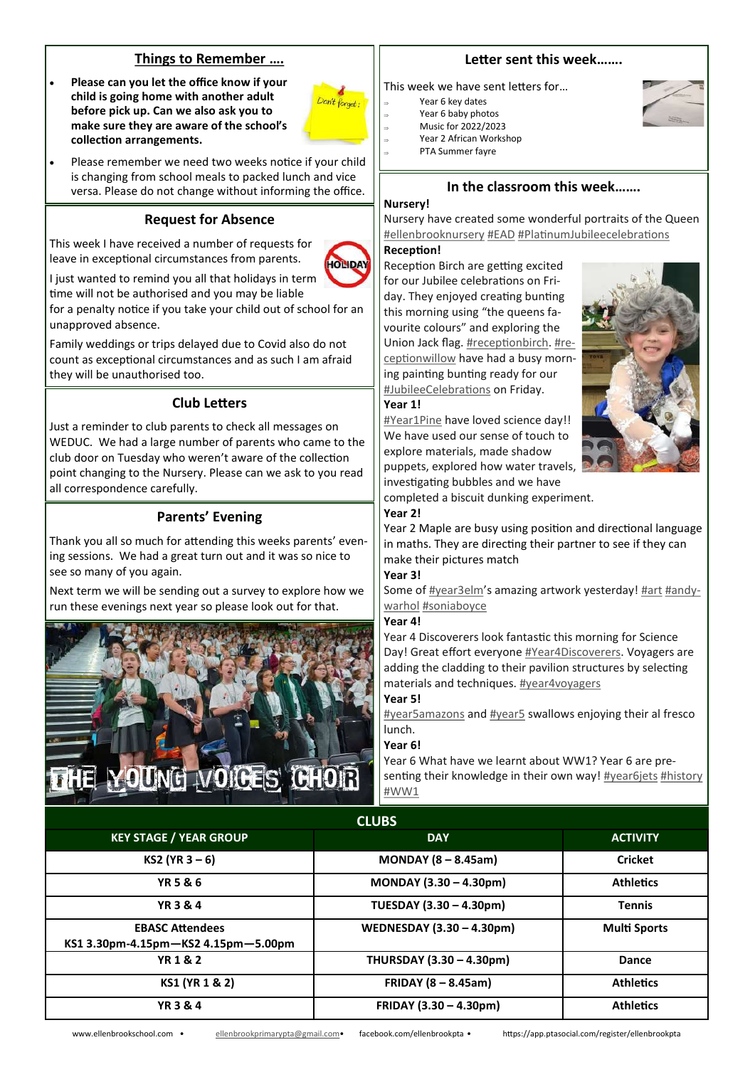## Things to Remember ….

- **Please can you let the office know if your child is going home with another adult before pick up. Can we also ask you to make sure they are aware of the school's collection arrangements.**
- Please remember we need two weeks notice if your child is changing from school meals to packed lunch and vice versa. Please do not change without informing the office.

## Request for Absence

This week I have received a number of requests for leave in exceptional circumstances from parents.

I just wanted to remind you all that holidays in term time will not be authorised and you may be liable for a penalty notice if you take your child out of school for an unapproved absence.

Family weddings or trips delayed due to Covid also do not count as exceptional circumstances and as such I am afraid they will be unauthorised too.

## Club Letters

Just a reminder to club parents to check all messages on WEDUC. We had a large number of parents who came to the club door on Tuesday who weren't aware of the collection point changing to the Nursery. Please can we ask to you read all correspondence carefully.

## Parents' Evening

Thank you all so much for attending this weeks parents' evening sessions. We had a great turn out and it was so nice to see so many of you again.

Next term we will be sending out a survey to explore how we run these evenings next year so please look out for that.

THE YOUNG VOICES CHOIR

## Letter sent this week…….

This week we have sent letters for…

- Year 6 key dates
- Year 6 baby photos
- Music for 2022/2023
- Year 2 African Workshop
- PTA Summer fayre

## In the classroom this week…….

**Nursery!**

Nursery have created some wonderful portraits of the Queen #ellenbrooknursery #EAD #PlatinumJubileecelebrations

**Reception!**

Reception Birch are getting excited for our Jubilee celebrations on Friday. They enjoyed creating bunting this morning using "the queens favourite colours" and exploring the Union Jack flag. #receptionbirch. #receptionwillow have had a busy morning painting bunting ready for our #JubileeCelebrations on Friday.

**Year 1!**

#Year1Pine have loved science day!! We have used our sense of touch to explore materials, made shadow puppets, explored how water travels, investigating bubbles and we have completed a biscuit dunking experiment.

**Year 2!**

Year 2 Maple are busy using position and directional language in maths. They are directing their partner to see if they can make their pictures match

**Year 3!**

Some of #year3elm's amazing artwork yesterday! #art #andywarhol #soniaboyce

**Year 4!**

Year 4 Discoverers look fantastic this morning for Science Day! Great effort everyone #Year4Discoverers. Voyagers are adding the cladding to their pavilion structures by selecting materials and techniques. #year4voyagers

**Year 5!**

#year5amazons and #year5 swallows enjoying their al fresco lunch.

**Year 6!**

Year 6 What have we learnt about WW1? Year 6 are presenting their knowledge in their own way! #year6jets #history #WW1

## CLUBS

| KEY STAGE / YEAR GROUP | DAY | ACTIVITY |
|---|---|---|
| KS2 (YR 3 – 6) | MONDAY (8 – 8.45am) | Cricket |
| YR 5 & 6 | MONDAY (3.30 – 4.30pm) | Athletics |
| YR 3 & 4 | TUESDAY (3.30 – 4.30pm) | Tennis |
| EBASC Attendees KS1 3.30pm-4.15pm—KS2 4.15pm—5.00pm | WEDNESDAY (3.30 – 4.30pm) | Multi Sports |
| YR 1 & 2 | THURSDAY (3.30 – 4.30pm) | Dance |
| KS1 (YR 1 & 2) | FRIDAY (8 – 8.45am) | Athletics |
| YR 3 & 4 | FRIDAY (3.30 – 4.30pm) | Athletics |

www.ellenbrookschool.com • ellenbrookprimarypta@gmail.com • facebook.com/ellenbrookpta • https://app.ptasocial.com/register/ellenbrookpta